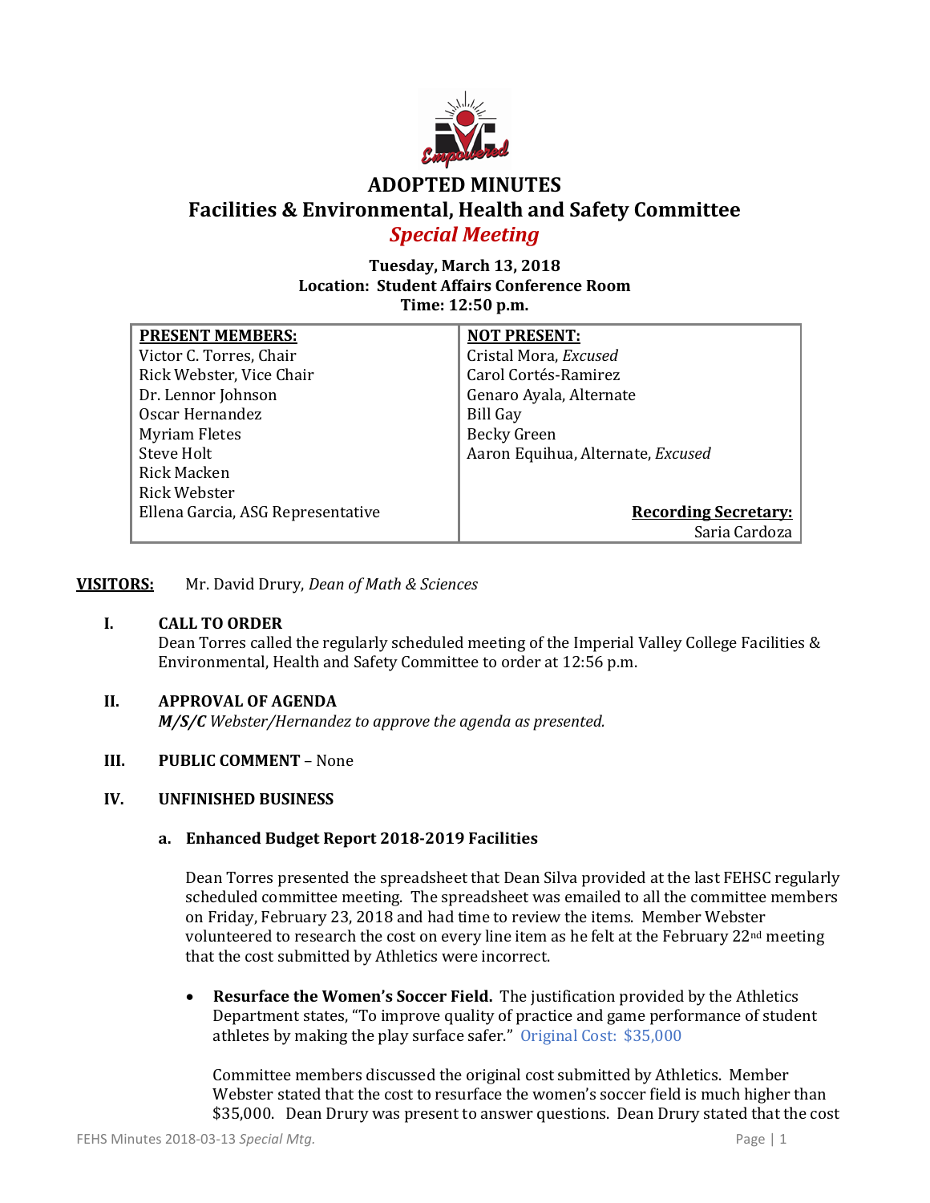# ADOPTED MINUTES

## Facilities & Environmental, Health and Safety Committee

### *Special Meeting*

**Tuesday, March 13, 2018**
**Location: Student Affairs Conference Room**
**Time: 12:50 p.m.**

| **PRESENT MEMBERS:** | **NOT PRESENT:** |
|---|---|
| Victor C. Torres, Chair | Cristal Mora, *Excused* |
| Rick Webster, Vice Chair | Carol Cortés-Ramirez |
| Dr. Lennor Johnson | Genaro Ayala, Alternate |
| Oscar Hernandez | Bill Gay |
| Myriam Fletes | Becky Green |
| Steve Holt | Aaron Equihua, Alternate, *Excused* |
| Rick Macken | |
| Rick Webster | |
| Ellena Garcia, ASG Representative | **Recording Secretary:** Saria Cardoza |

**VISITORS:** Mr. David Drury, *Dean of Math & Sciences*

**I. CALL TO ORDER**

Dean Torres called the regularly scheduled meeting of the Imperial Valley College Facilities & Environmental, Health and Safety Committee to order at 12:56 p.m.

**II. APPROVAL OF AGENDA**

***M/S/C*** *Webster/Hernandez to approve the agenda as presented.*

**III. PUBLIC COMMENT** – None

**IV. UNFINISHED BUSINESS**

**a. Enhanced Budget Report 2018-2019 Facilities**

Dean Torres presented the spreadsheet that Dean Silva provided at the last FEHSC regularly scheduled committee meeting. The spreadsheet was emailed to all the committee members on Friday, February 23, 2018 and had time to review the items. Member Webster volunteered to research the cost on every line item as he felt at the February 22nd meeting that the cost submitted by Athletics were incorrect.

- **Resurface the Women's Soccer Field.** The justification provided by the Athletics Department states, "To improve quality of practice and game performance of student athletes by making the play surface safer." Original Cost: $35,000

  Committee members discussed the original cost submitted by Athletics. Member Webster stated that the cost to resurface the women's soccer field is much higher than $35,000. Dean Drury was present to answer questions. Dean Drury stated that the cost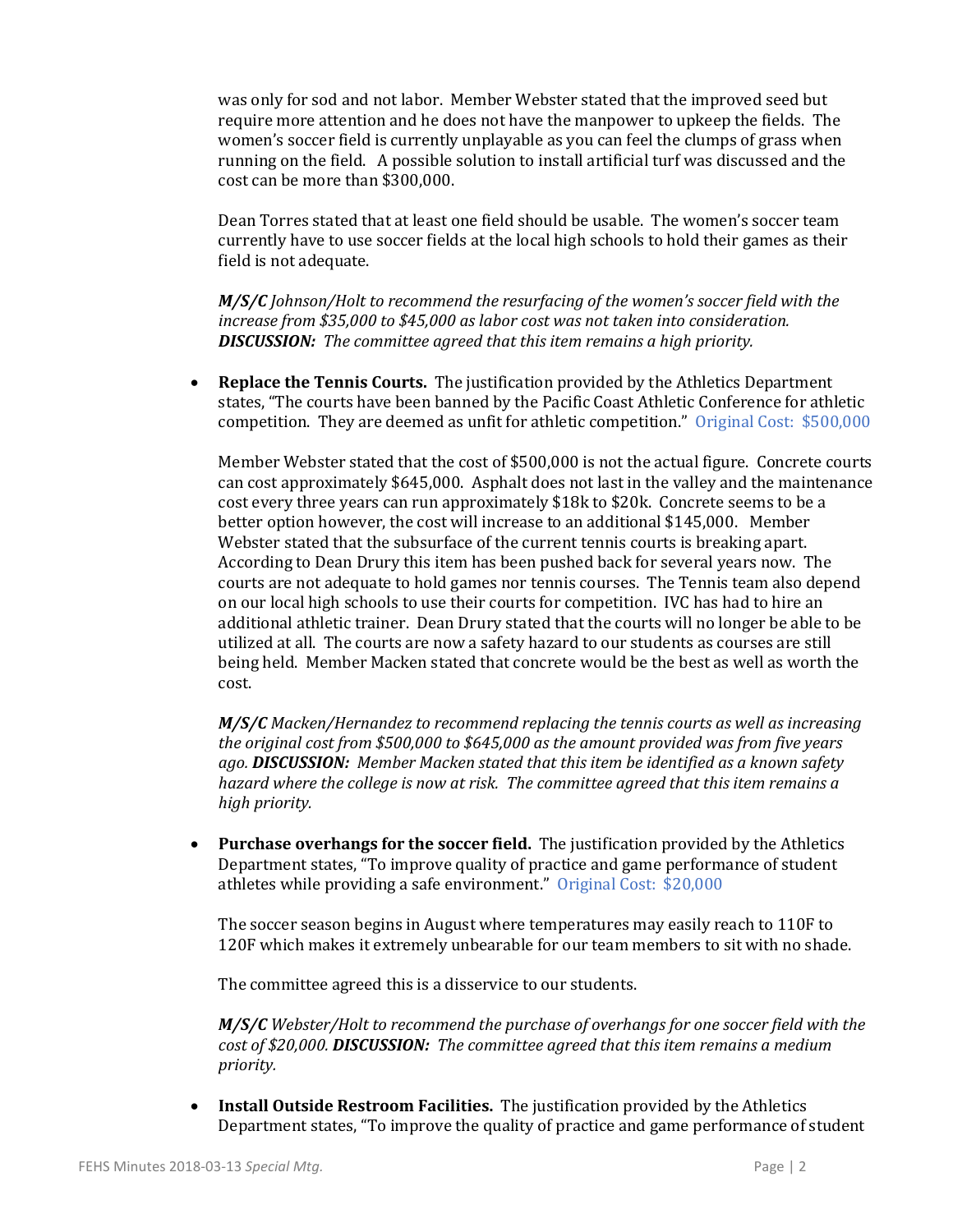was only for sod and not labor. Member Webster stated that the improved seed but require more attention and he does not have the manpower to upkeep the fields. The women's soccer field is currently unplayable as you can feel the clumps of grass when running on the field. A possible solution to install artificial turf was discussed and the cost can be more than $300,000.

Dean Torres stated that at least one field should be usable. The women's soccer team currently have to use soccer fields at the local high schools to hold their games as their field is not adequate.

***M/S/C*** *Johnson/Holt to recommend the resurfacing of the women's soccer field with the increase from $35,000 to $45,000 as labor cost was not taken into consideration.* ***DISCUSSION:*** *The committee agreed that this item remains a high priority.*

- **Replace the Tennis Courts.** The justification provided by the Athletics Department states, "The courts have been banned by the Pacific Coast Athletic Conference for athletic competition. They are deemed as unfit for athletic competition." Original Cost: $500,000

  Member Webster stated that the cost of $500,000 is not the actual figure. Concrete courts can cost approximately $645,000. Asphalt does not last in the valley and the maintenance cost every three years can run approximately $18k to $20k. Concrete seems to be a better option however, the cost will increase to an additional $145,000. Member Webster stated that the subsurface of the current tennis courts is breaking apart. According to Dean Drury this item has been pushed back for several years now. The courts are not adequate to hold games nor tennis courses. The Tennis team also depend on our local high schools to use their courts for competition. IVC has had to hire an additional athletic trainer. Dean Drury stated that the courts will no longer be able to be utilized at all. The courts are now a safety hazard to our students as courses are still being held. Member Macken stated that concrete would be the best as well as worth the cost.

  ***M/S/C*** *Macken/Hernandez to recommend replacing the tennis courts as well as increasing the original cost from $500,000 to $645,000 as the amount provided was from five years ago.* ***DISCUSSION:*** *Member Macken stated that this item be identified as a known safety hazard where the college is now at risk. The committee agreed that this item remains a high priority.*

- **Purchase overhangs for the soccer field.** The justification provided by the Athletics Department states, "To improve quality of practice and game performance of student athletes while providing a safe environment." Original Cost: $20,000

  The soccer season begins in August where temperatures may easily reach to 110F to 120F which makes it extremely unbearable for our team members to sit with no shade.

  The committee agreed this is a disservice to our students.

  ***M/S/C*** *Webster/Holt to recommend the purchase of overhangs for one soccer field with the cost of $20,000.* ***DISCUSSION:*** *The committee agreed that this item remains a medium priority.*

- **Install Outside Restroom Facilities.** The justification provided by the Athletics Department states, "To improve the quality of practice and game performance of student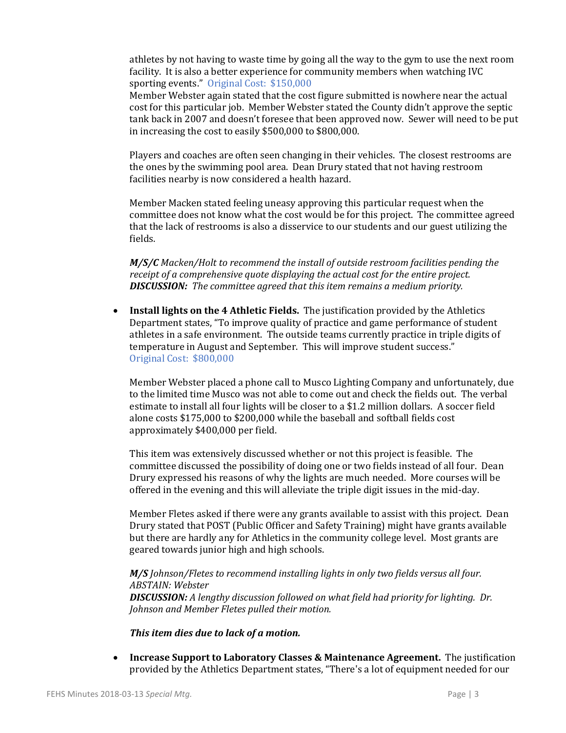athletes by not having to waste time by going all the way to the gym to use the next room facility. It is also a better experience for community members when watching IVC sporting events." Original Cost: $150,000

Member Webster again stated that the cost figure submitted is nowhere near the actual cost for this particular job. Member Webster stated the County didn't approve the septic tank back in 2007 and doesn't foresee that been approved now. Sewer will need to be put in increasing the cost to easily $500,000 to $800,000.

Players and coaches are often seen changing in their vehicles. The closest restrooms are the ones by the swimming pool area. Dean Drury stated that not having restroom facilities nearby is now considered a health hazard.

Member Macken stated feeling uneasy approving this particular request when the committee does not know what the cost would be for this project. The committee agreed that the lack of restrooms is also a disservice to our students and our guest utilizing the fields.

***M/S/C*** *Macken/Holt to recommend the install of outside restroom facilities pending the receipt of a comprehensive quote displaying the actual cost for the entire project.*
***DISCUSSION:*** *The committee agreed that this item remains a medium priority.*

- **Install lights on the 4 Athletic Fields.** The justification provided by the Athletics Department states, "To improve quality of practice and game performance of student athletes in a safe environment. The outside teams currently practice in triple digits of temperature in August and September. This will improve student success." Original Cost: $800,000

  Member Webster placed a phone call to Musco Lighting Company and unfortunately, due to the limited time Musco was not able to come out and check the fields out. The verbal estimate to install all four lights will be closer to a $1.2 million dollars. A soccer field alone costs $175,000 to $200,000 while the baseball and softball fields cost approximately $400,000 per field.

  This item was extensively discussed whether or not this project is feasible. The committee discussed the possibility of doing one or two fields instead of all four. Dean Drury expressed his reasons of why the lights are much needed. More courses will be offered in the evening and this will alleviate the triple digit issues in the mid-day.

  Member Fletes asked if there were any grants available to assist with this project. Dean Drury stated that POST (Public Officer and Safety Training) might have grants available but there are hardly any for Athletics in the community college level. Most grants are geared towards junior high and high schools.

  ***M/S*** *Johnson/Fletes to recommend installing lights in only two fields versus all four.*
  *ABSTAIN: Webster*
  ***DISCUSSION:*** *A lengthy discussion followed on what field had priority for lighting. Dr. Johnson and Member Fletes pulled their motion.*

  ***This item dies due to lack of a motion.***

- **Increase Support to Laboratory Classes & Maintenance Agreement.** The justification provided by the Athletics Department states, "There's a lot of equipment needed for our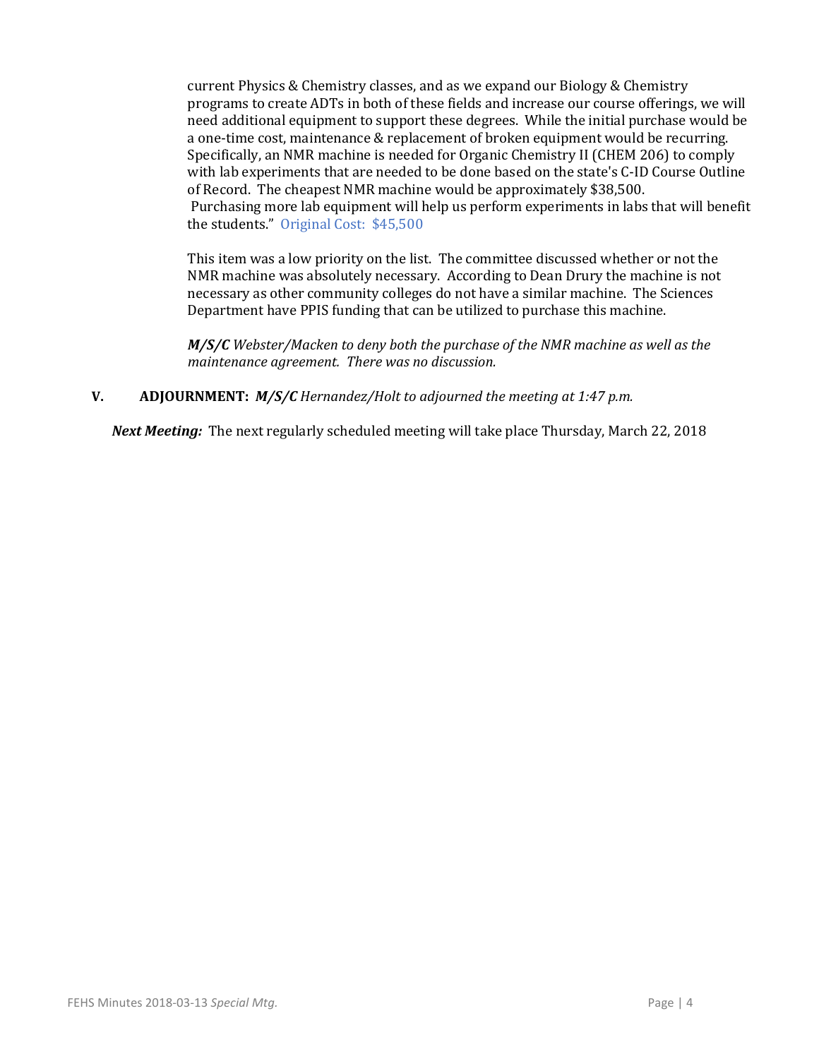current Physics & Chemistry classes, and as we expand our Biology & Chemistry programs to create ADTs in both of these fields and increase our course offerings, we will need additional equipment to support these degrees. While the initial purchase would be a one-time cost, maintenance & replacement of broken equipment would be recurring. Specifically, an NMR machine is needed for Organic Chemistry II (CHEM 206) to comply with lab experiments that are needed to be done based on the state's C-ID Course Outline of Record. The cheapest NMR machine would be approximately $38,500. Purchasing more lab equipment will help us perform experiments in labs that will benefit the students." Original Cost: $45,500

This item was a low priority on the list. The committee discussed whether or not the NMR machine was absolutely necessary. According to Dean Drury the machine is not necessary as other community colleges do not have a similar machine. The Sciences Department have PPIS funding that can be utilized to purchase this machine.

***M/S/C*** *Webster/Macken to deny both the purchase of the NMR machine as well as the maintenance agreement. There was no discussion.*

**V. ADJOURNMENT:** ***M/S/C*** *Hernandez/Holt to adjourned the meeting at 1:47 p.m.*

***Next Meeting:*** The next regularly scheduled meeting will take place Thursday, March 22, 2018